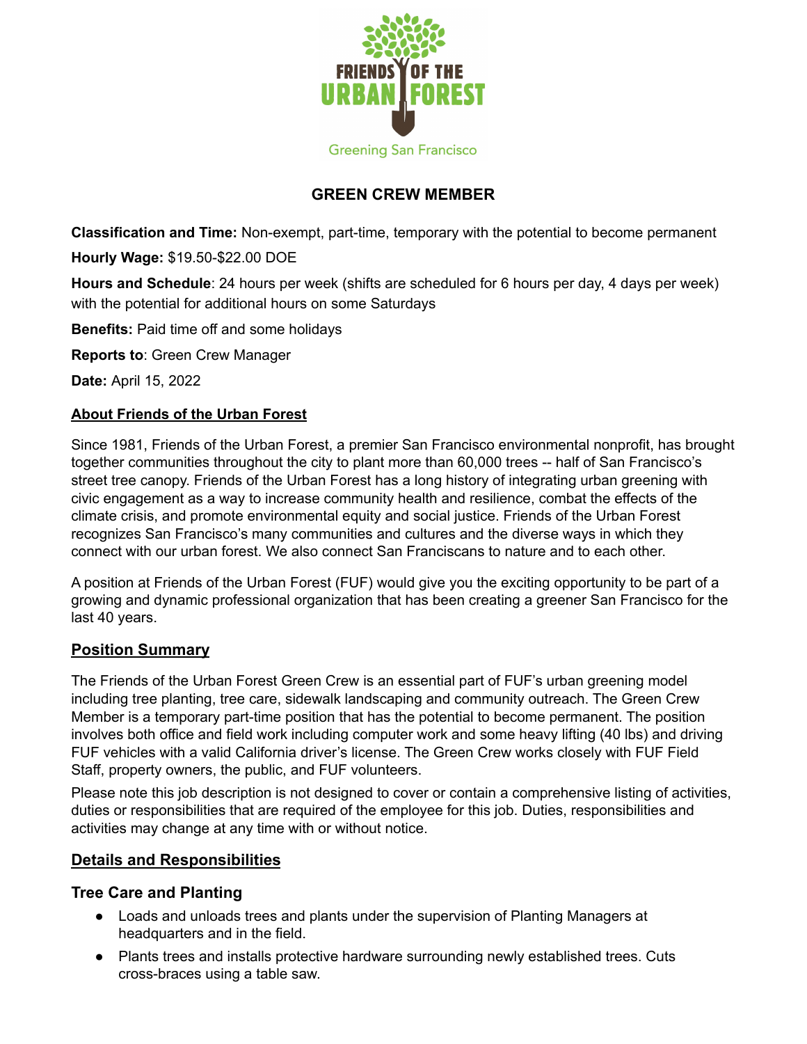FRIENDS OF THE URBAN FOREST

Greening San Francisco

# GREEN CREW MEMBER

**Classification and Time:** Non-exempt, part-time, temporary with the potential to become permanent

**Hourly Wage:** $19.50-$22.00 DOE

**Hours and Schedule**: 24 hours per week (shifts are scheduled for 6 hours per day, 4 days per week) with the potential for additional hours on some Saturdays

**Benefits:** Paid time off and some holidays

**Reports to**: Green Crew Manager

**Date:** April 15, 2022

## About Friends of the Urban Forest

Since 1981, Friends of the Urban Forest, a premier San Francisco environmental nonprofit, has brought together communities throughout the city to plant more than 60,000 trees -- half of San Francisco's street tree canopy. Friends of the Urban Forest has a long history of integrating urban greening with civic engagement as a way to increase community health and resilience, combat the effects of the climate crisis, and promote environmental equity and social justice. Friends of the Urban Forest recognizes San Francisco's many communities and cultures and the diverse ways in which they connect with our urban forest. We also connect San Franciscans to nature and to each other.

A position at Friends of the Urban Forest (FUF) would give you the exciting opportunity to be part of a growing and dynamic professional organization that has been creating a greener San Francisco for the last 40 years.

## Position Summary

The Friends of the Urban Forest Green Crew is an essential part of FUF's urban greening model including tree planting, tree care, sidewalk landscaping and community outreach. The Green Crew Member is a temporary part-time position that has the potential to become permanent. The position involves both office and field work including computer work and some heavy lifting (40 lbs) and driving FUF vehicles with a valid California driver's license. The Green Crew works closely with FUF Field Staff, property owners, the public, and FUF volunteers.

Please note this job description is not designed to cover or contain a comprehensive listing of activities, duties or responsibilities that are required of the employee for this job. Duties, responsibilities and activities may change at any time with or without notice.

## Details and Responsibilities

### Tree Care and Planting

- Loads and unloads trees and plants under the supervision of Planting Managers at headquarters and in the field.
- Plants trees and installs protective hardware surrounding newly established trees. Cuts cross-braces using a table saw.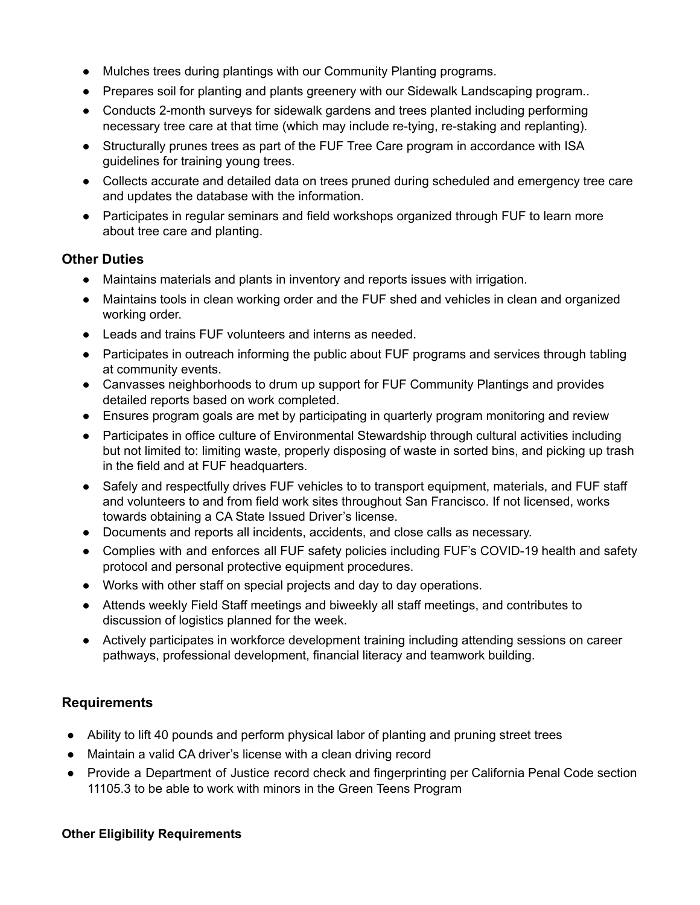- Mulches trees during plantings with our Community Planting programs.
- Prepares soil for planting and plants greenery with our Sidewalk Landscaping program..
- Conducts 2-month surveys for sidewalk gardens and trees planted including performing necessary tree care at that time (which may include re-tying, re-staking and replanting).
- Structurally prunes trees as part of the FUF Tree Care program in accordance with ISA guidelines for training young trees.
- Collects accurate and detailed data on trees pruned during scheduled and emergency tree care and updates the database with the information.
- Participates in regular seminars and field workshops organized through FUF to learn more about tree care and planting.

### Other Duties

- Maintains materials and plants in inventory and reports issues with irrigation.
- Maintains tools in clean working order and the FUF shed and vehicles in clean and organized working order.
- Leads and trains FUF volunteers and interns as needed.
- Participates in outreach informing the public about FUF programs and services through tabling at community events.
- Canvasses neighborhoods to drum up support for FUF Community Plantings and provides detailed reports based on work completed.
- Ensures program goals are met by participating in quarterly program monitoring and review
- Participates in office culture of Environmental Stewardship through cultural activities including but not limited to: limiting waste, properly disposing of waste in sorted bins, and picking up trash in the field and at FUF headquarters.
- Safely and respectfully drives FUF vehicles to to transport equipment, materials, and FUF staff and volunteers to and from field work sites throughout San Francisco. If not licensed, works towards obtaining a CA State Issued Driver's license.
- Documents and reports all incidents, accidents, and close calls as necessary.
- Complies with and enforces all FUF safety policies including FUF's COVID-19 health and safety protocol and personal protective equipment procedures.
- Works with other staff on special projects and day to day operations.
- Attends weekly Field Staff meetings and biweekly all staff meetings, and contributes to discussion of logistics planned for the week.
- Actively participates in workforce development training including attending sessions on career pathways, professional development, financial literacy and teamwork building.

### Requirements

- Ability to lift 40 pounds and perform physical labor of planting and pruning street trees
- Maintain a valid CA driver's license with a clean driving record
- Provide a Department of Justice record check and fingerprinting per California Penal Code section 11105.3 to be able to work with minors in the Green Teens Program

**Other Eligibility Requirements**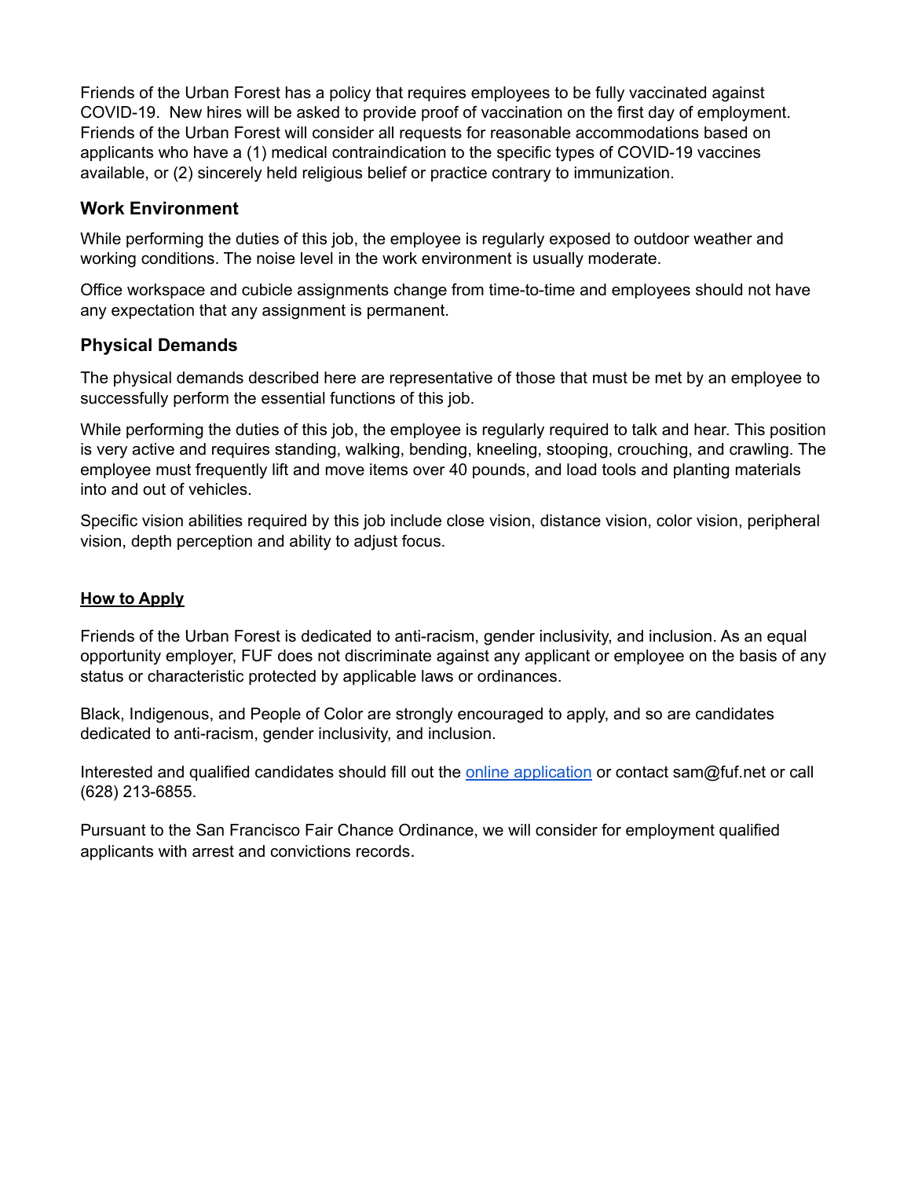Friends of the Urban Forest has a policy that requires employees to be fully vaccinated against COVID-19. New hires will be asked to provide proof of vaccination on the first day of employment. Friends of the Urban Forest will consider all requests for reasonable accommodations based on applicants who have a (1) medical contraindication to the specific types of COVID-19 vaccines available, or (2) sincerely held religious belief or practice contrary to immunization.

### Work Environment

While performing the duties of this job, the employee is regularly exposed to outdoor weather and working conditions. The noise level in the work environment is usually moderate.

Office workspace and cubicle assignments change from time-to-time and employees should not have any expectation that any assignment is permanent.

### Physical Demands

The physical demands described here are representative of those that must be met by an employee to successfully perform the essential functions of this job.

While performing the duties of this job, the employee is regularly required to talk and hear. This position is very active and requires standing, walking, bending, kneeling, stooping, crouching, and crawling. The employee must frequently lift and move items over 40 pounds, and load tools and planting materials into and out of vehicles.

Specific vision abilities required by this job include close vision, distance vision, color vision, peripheral vision, depth perception and ability to adjust focus.

**How to Apply**

Friends of the Urban Forest is dedicated to anti-racism, gender inclusivity, and inclusion. As an equal opportunity employer, FUF does not discriminate against any applicant or employee on the basis of any status or characteristic protected by applicable laws or ordinances.

Black, Indigenous, and People of Color are strongly encouraged to apply, and so are candidates dedicated to anti-racism, gender inclusivity, and inclusion.

Interested and qualified candidates should fill out the online application or contact sam@fuf.net or call (628) 213-6855.

Pursuant to the San Francisco Fair Chance Ordinance, we will consider for employment qualified applicants with arrest and convictions records.